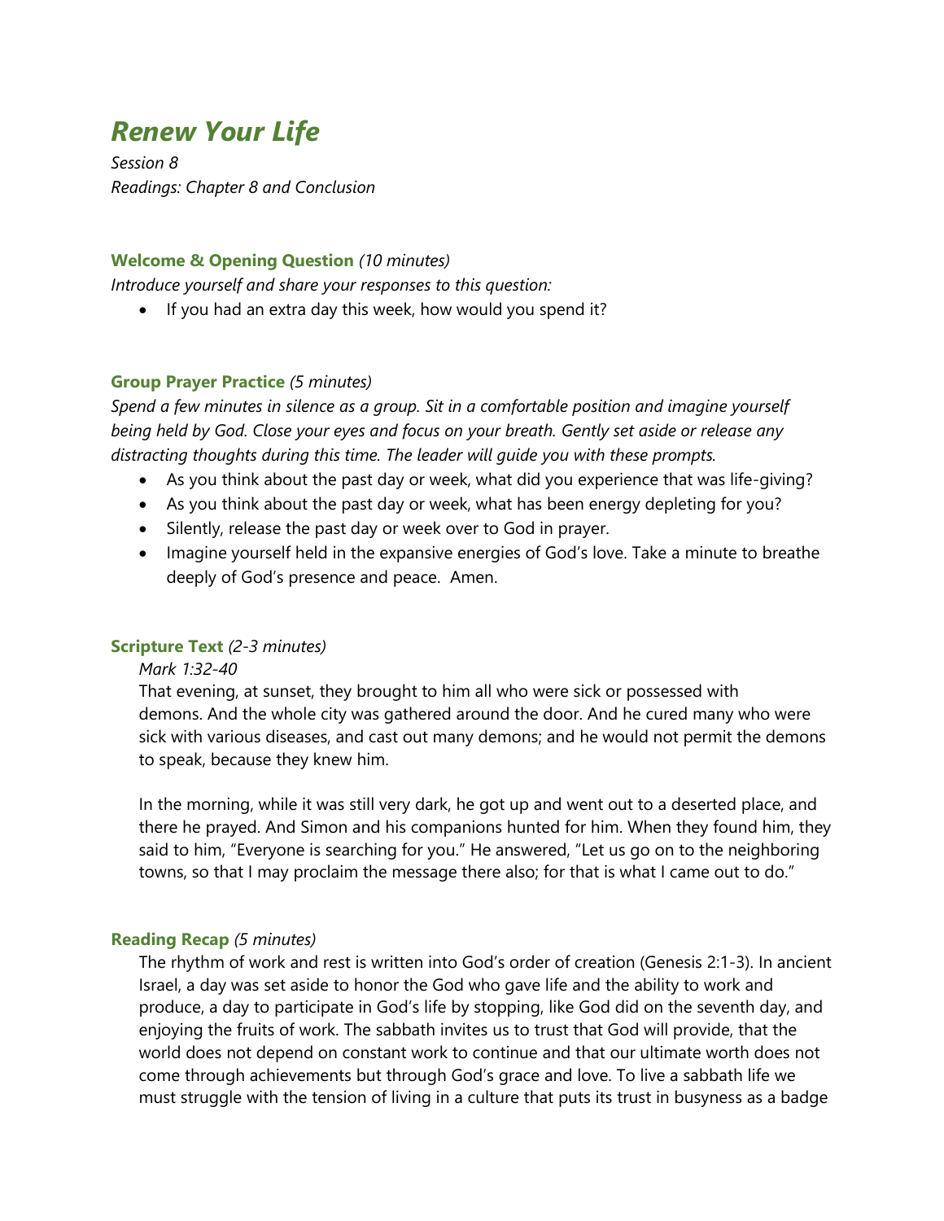# *Renew Your Life*

*Session 8*
*Readings: Chapter 8 and Conclusion*

### **Welcome & Opening Question** *(10 minutes)*

*Introduce yourself and share your responses to this question:*

- If you had an extra day this week, how would you spend it?

### **Group Prayer Practice** *(5 minutes)*

*Spend a few minutes in silence as a group. Sit in a comfortable position and imagine yourself being held by God. Close your eyes and focus on your breath. Gently set aside or release any distracting thoughts during this time. The leader will guide you with these prompts.*

- As you think about the past day or week, what did you experience that was life-giving?
- As you think about the past day or week, what has been energy depleting for you?
- Silently, release the past day or week over to God in prayer.
- Imagine yourself held in the expansive energies of God's love. Take a minute to breathe deeply of God's presence and peace. Amen.

### **Scripture Text** *(2-3 minutes)*

*Mark 1:32-40*

That evening, at sunset, they brought to him all who were sick or possessed with demons. And the whole city was gathered around the door. And he cured many who were sick with various diseases, and cast out many demons; and he would not permit the demons to speak, because they knew him.

In the morning, while it was still very dark, he got up and went out to a deserted place, and there he prayed. And Simon and his companions hunted for him. When they found him, they said to him, "Everyone is searching for you." He answered, "Let us go on to the neighboring towns, so that I may proclaim the message there also; for that is what I came out to do."

### **Reading Recap** *(5 minutes)*

The rhythm of work and rest is written into God's order of creation (Genesis 2:1-3). In ancient Israel, a day was set aside to honor the God who gave life and the ability to work and produce, a day to participate in God's life by stopping, like God did on the seventh day, and enjoying the fruits of work. The sabbath invites us to trust that God will provide, that the world does not depend on constant work to continue and that our ultimate worth does not come through achievements but through God's grace and love. To live a sabbath life we must struggle with the tension of living in a culture that puts its trust in busyness as a badge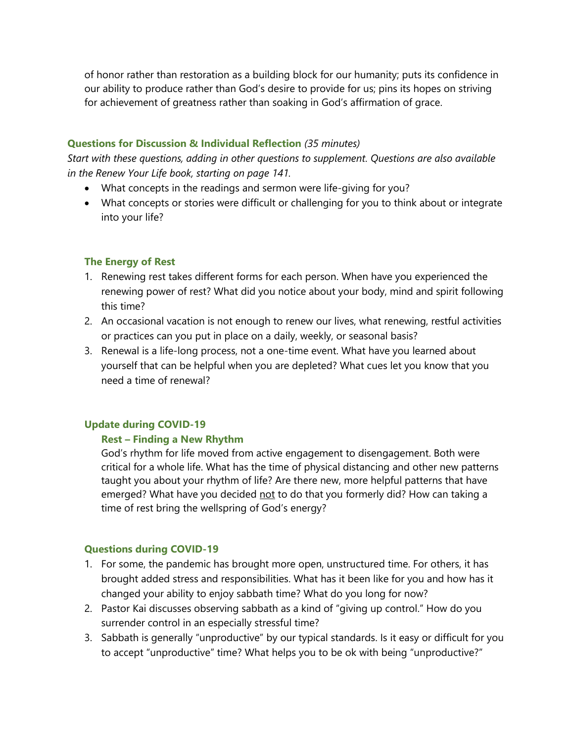of honor rather than restoration as a building block for our humanity; puts its confidence in our ability to produce rather than God's desire to provide for us; pins its hopes on striving for achievement of greatness rather than soaking in God's affirmation of grace.

**Questions for Discussion & Individual Reflection** *(35 minutes)*

*Start with these questions, adding in other questions to supplement. Questions are also available in the Renew Your Life book, starting on page 141.*

- What concepts in the readings and sermon were life-giving for you?
- What concepts or stories were difficult or challenging for you to think about or integrate into your life?

### The Energy of Rest

1. Renewing rest takes different forms for each person. When have you experienced the renewing power of rest? What did you notice about your body, mind and spirit following this time?
2. An occasional vacation is not enough to renew our lives, what renewing, restful activities or practices can you put in place on a daily, weekly, or seasonal basis?
3. Renewal is a life-long process, not a one-time event. What have you learned about yourself that can be helpful when you are depleted? What cues let you know that you need a time of renewal?

### Update during COVID-19

#### Rest – Finding a New Rhythm

God's rhythm for life moved from active engagement to disengagement. Both were critical for a whole life. What has the time of physical distancing and other new patterns taught you about your rhythm of life? Are there new, more helpful patterns that have emerged? What have you decided <u>not</u> to do that you formerly did? How can taking a time of rest bring the wellspring of God's energy?

### Questions during COVID-19

1. For some, the pandemic has brought more open, unstructured time. For others, it has brought added stress and responsibilities. What has it been like for you and how has it changed your ability to enjoy sabbath time? What do you long for now?
2. Pastor Kai discusses observing sabbath as a kind of "giving up control." How do you surrender control in an especially stressful time?
3. Sabbath is generally "unproductive" by our typical standards. Is it easy or difficult for you to accept "unproductive" time? What helps you to be ok with being "unproductive?"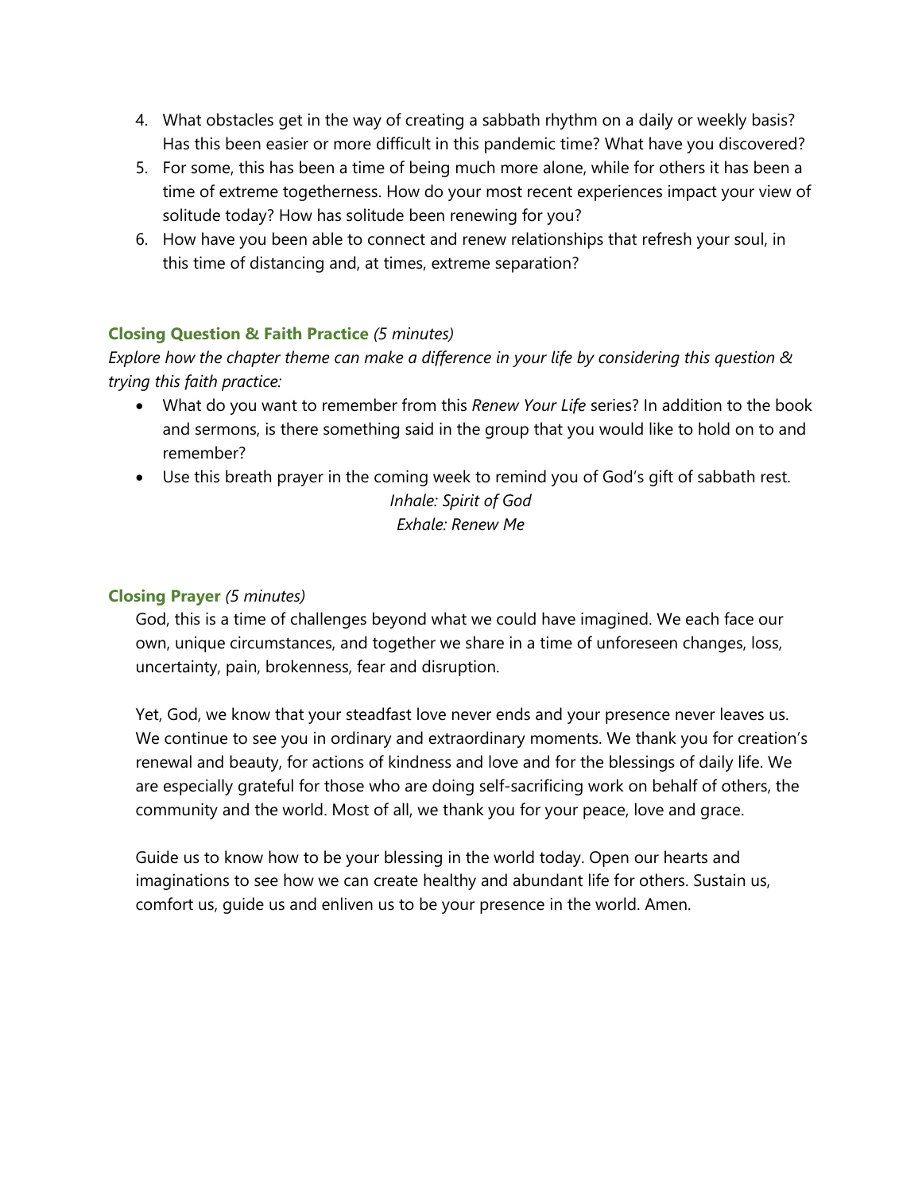4. What obstacles get in the way of creating a sabbath rhythm on a daily or weekly basis? Has this been easier or more difficult in this pandemic time? What have you discovered?
5. For some, this has been a time of being much more alone, while for others it has been a time of extreme togetherness. How do your most recent experiences impact your view of solitude today? How has solitude been renewing for you?
6. How have you been able to connect and renew relationships that refresh your soul, in this time of distancing and, at times, extreme separation?

### **Closing Question & Faith Practice** *(5 minutes)*

*Explore how the chapter theme can make a difference in your life by considering this question & trying this faith practice:*

- What do you want to remember from this *Renew Your Life* series? In addition to the book and sermons, is there something said in the group that you would like to hold on to and remember?
- Use this breath prayer in the coming week to remind you of God's gift of sabbath rest.

  *Inhale: Spirit of God*

  *Exhale: Renew Me*

### **Closing Prayer** *(5 minutes)*

God, this is a time of challenges beyond what we could have imagined. We each face our own, unique circumstances, and together we share in a time of unforeseen changes, loss, uncertainty, pain, brokenness, fear and disruption.

Yet, God, we know that your steadfast love never ends and your presence never leaves us. We continue to see you in ordinary and extraordinary moments. We thank you for creation's renewal and beauty, for actions of kindness and love and for the blessings of daily life. We are especially grateful for those who are doing self-sacrificing work on behalf of others, the community and the world. Most of all, we thank you for your peace, love and grace.

Guide us to know how to be your blessing in the world today. Open our hearts and imaginations to see how we can create healthy and abundant life for others. Sustain us, comfort us, guide us and enliven us to be your presence in the world. Amen.